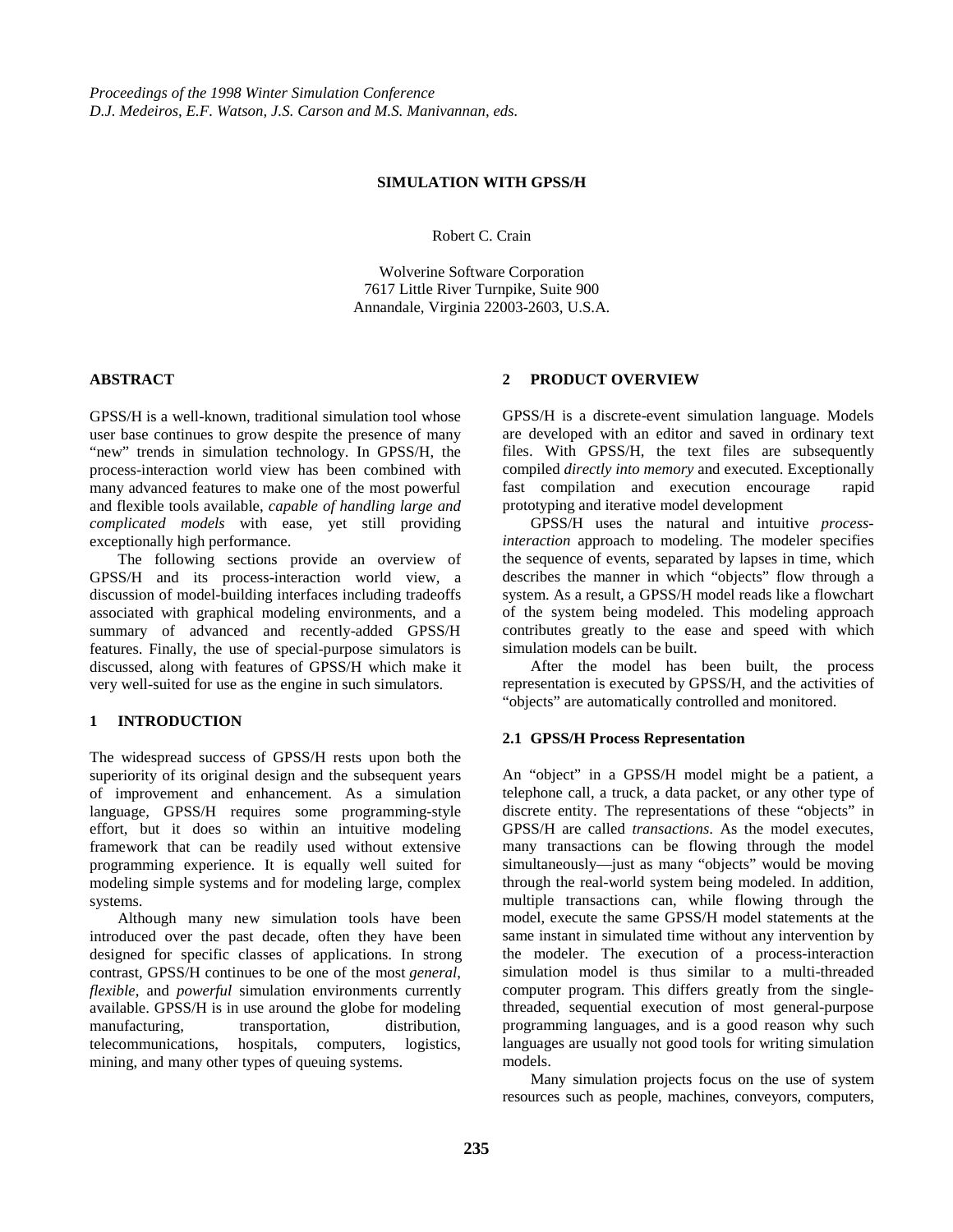Proceedings of the 1998 Winter Simulation Conference
D.J. Medeiros, E.F. Watson, J.S. Carson and M.S. Manivannan, eds.

# SIMULATION WITH GPSS/H

Robert C. Crain

Wolverine Software Corporation
7617 Little River Turnpike, Suite 900
Annandale, Virginia 22003-2603, U.S.A.

## ABSTRACT

GPSS/H is a well-known, traditional simulation tool whose user base continues to grow despite the presence of many "new" trends in simulation technology. In GPSS/H, the process-interaction world view has been combined with many advanced features to make one of the most powerful and flexible tools available, *capable of handling large and complicated models* with ease, yet still providing exceptionally high performance.

The following sections provide an overview of GPSS/H and its process-interaction world view, a discussion of model-building interfaces including tradeoffs associated with graphical modeling environments, and a summary of advanced and recently-added GPSS/H features. Finally, the use of special-purpose simulators is discussed, along with features of GPSS/H which make it very well-suited for use as the engine in such simulators.

## 1 INTRODUCTION

The widespread success of GPSS/H rests upon both the superiority of its original design and the subsequent years of improvement and enhancement. As a simulation language, GPSS/H requires some programming-style effort, but it does so within an intuitive modeling framework that can be readily used without extensive programming experience. It is equally well suited for modeling simple systems and for modeling large, complex systems.

Although many new simulation tools have been introduced over the past decade, often they have been designed for specific classes of applications. In strong contrast, GPSS/H continues to be one of the most *general*, *flexible*, and *powerful* simulation environments currently available. GPSS/H is in use around the globe for modeling manufacturing, transportation, distribution, telecommunications, hospitals, computers, logistics, mining, and many other types of queuing systems.

## 2 PRODUCT OVERVIEW

GPSS/H is a discrete-event simulation language. Models are developed with an editor and saved in ordinary text files. With GPSS/H, the text files are subsequently compiled *directly into memory* and executed. Exceptionally fast compilation and execution encourage rapid prototyping and iterative model development

GPSS/H uses the natural and intuitive *process-interaction* approach to modeling. The modeler specifies the sequence of events, separated by lapses in time, which describes the manner in which "objects" flow through a system. As a result, a GPSS/H model reads like a flowchart of the system being modeled. This modeling approach contributes greatly to the ease and speed with which simulation models can be built.

After the model has been built, the process representation is executed by GPSS/H, and the activities of "objects" are automatically controlled and monitored.

### 2.1 GPSS/H Process Representation

An "object" in a GPSS/H model might be a patient, a telephone call, a truck, a data packet, or any other type of discrete entity. The representations of these "objects" in GPSS/H are called *transactions*. As the model executes, many transactions can be flowing through the model simultaneously—just as many "objects" would be moving through the real-world system being modeled. In addition, multiple transactions can, while flowing through the model, execute the same GPSS/H model statements at the same instant in simulated time without any intervention by the modeler. The execution of a process-interaction simulation model is thus similar to a multi-threaded computer program. This differs greatly from the single-threaded, sequential execution of most general-purpose programming languages, and is a good reason why such languages are usually not good tools for writing simulation models.

Many simulation projects focus on the use of system resources such as people, machines, conveyors, computers,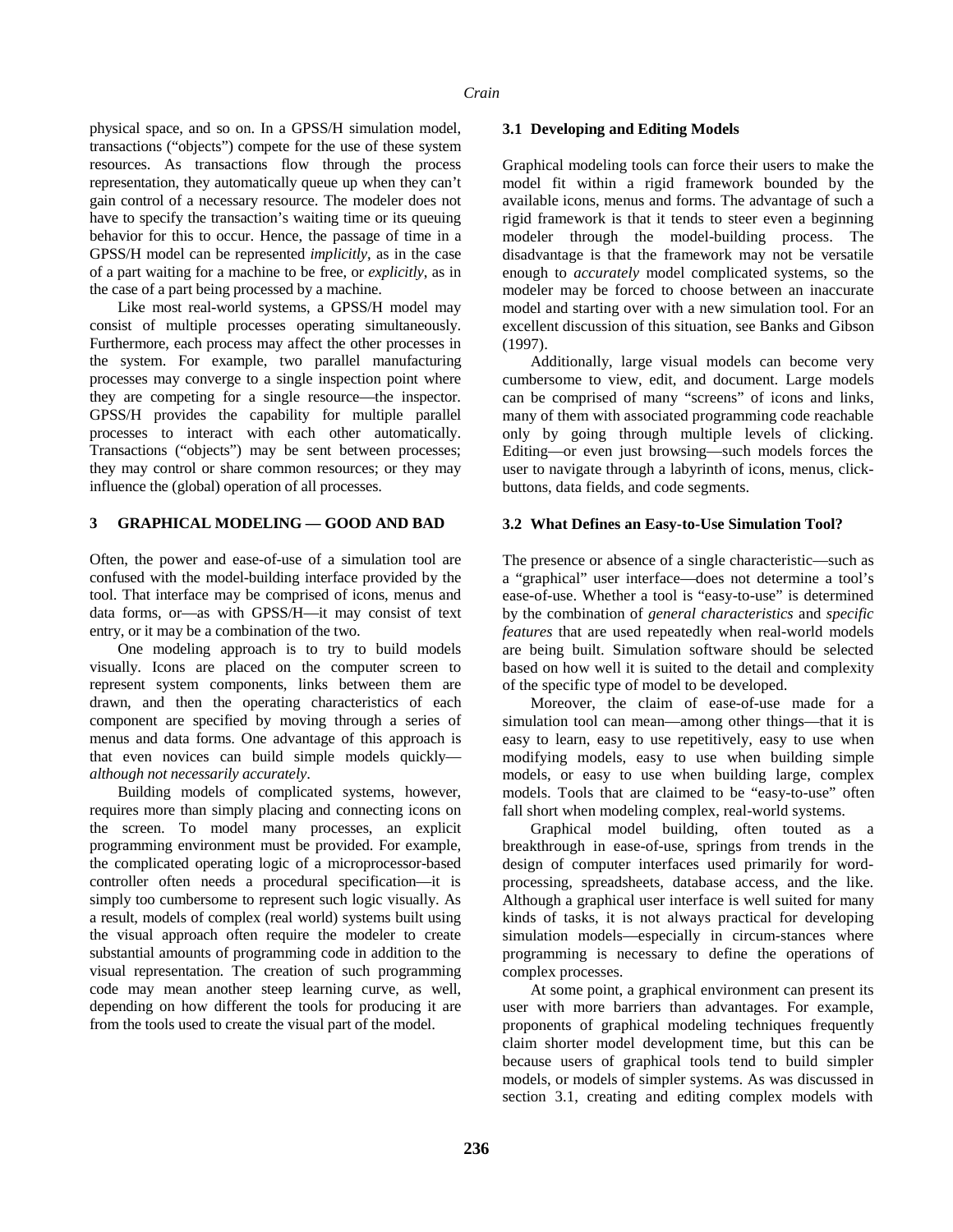physical space, and so on. In a GPSS/H simulation model, transactions ("objects") compete for the use of these system resources. As transactions flow through the process representation, they automatically queue up when they can't gain control of a necessary resource. The modeler does not have to specify the transaction's waiting time or its queuing behavior for this to occur. Hence, the passage of time in a GPSS/H model can be represented *implicitly*, as in the case of a part waiting for a machine to be free, or *explicitly*, as in the case of a part being processed by a machine.

Like most real-world systems, a GPSS/H model may consist of multiple processes operating simultaneously. Furthermore, each process may affect the other processes in the system. For example, two parallel manufacturing processes may converge to a single inspection point where they are competing for a single resource—the inspector. GPSS/H provides the capability for multiple parallel processes to interact with each other automatically. Transactions ("objects") may be sent between processes; they may control or share common resources; or they may influence the (global) operation of all processes.

## 3 GRAPHICAL MODELING — GOOD AND BAD

Often, the power and ease-of-use of a simulation tool are confused with the model-building interface provided by the tool. That interface may be comprised of icons, menus and data forms, or—as with GPSS/H—it may consist of text entry, or it may be a combination of the two.

One modeling approach is to try to build models visually. Icons are placed on the computer screen to represent system components, links between them are drawn, and then the operating characteristics of each component are specified by moving through a series of menus and data forms. One advantage of this approach is that even novices can build simple models quickly—*although not necessarily accurately*.

Building models of complicated systems, however, requires more than simply placing and connecting icons on the screen. To model many processes, an explicit programming environment must be provided. For example, the complicated operating logic of a microprocessor-based controller often needs a procedural specification—it is simply too cumbersome to represent such logic visually. As a result, models of complex (real world) systems built using the visual approach often require the modeler to create substantial amounts of programming code in addition to the visual representation. The creation of such programming code may mean another steep learning curve, as well, depending on how different the tools for producing it are from the tools used to create the visual part of the model.

### 3.1 Developing and Editing Models

Graphical modeling tools can force their users to make the model fit within a rigid framework bounded by the available icons, menus and forms. The advantage of such a rigid framework is that it tends to steer even a beginning modeler through the model-building process. The disadvantage is that the framework may not be versatile enough to *accurately* model complicated systems, so the modeler may be forced to choose between an inaccurate model and starting over with a new simulation tool. For an excellent discussion of this situation, see Banks and Gibson (1997).

Additionally, large visual models can become very cumbersome to view, edit, and document. Large models can be comprised of many "screens" of icons and links, many of them with associated programming code reachable only by going through multiple levels of clicking. Editing—or even just browsing—such models forces the user to navigate through a labyrinth of icons, menus, click-buttons, data fields, and code segments.

### 3.2 What Defines an Easy-to-Use Simulation Tool?

The presence or absence of a single characteristic—such as a "graphical" user interface—does not determine a tool's ease-of-use. Whether a tool is "easy-to-use" is determined by the combination of *general characteristics* and *specific features* that are used repeatedly when real-world models are being built. Simulation software should be selected based on how well it is suited to the detail and complexity of the specific type of model to be developed.

Moreover, the claim of ease-of-use made for a simulation tool can mean—among other things—that it is easy to learn, easy to use repetitively, easy to use when modifying models, easy to use when building simple models, or easy to use when building large, complex models. Tools that are claimed to be "easy-to-use" often fall short when modeling complex, real-world systems.

Graphical model building, often touted as a breakthrough in ease-of-use, springs from trends in the design of computer interfaces used primarily for word-processing, spreadsheets, database access, and the like. Although a graphical user interface is well suited for many kinds of tasks, it is not always practical for developing simulation models—especially in circum-stances where programming is necessary to define the operations of complex processes.

At some point, a graphical environment can present its user with more barriers than advantages. For example, proponents of graphical modeling techniques frequently claim shorter model development time, but this can be because users of graphical tools tend to build simpler models, or models of simpler systems. As was discussed in section 3.1, creating and editing complex models with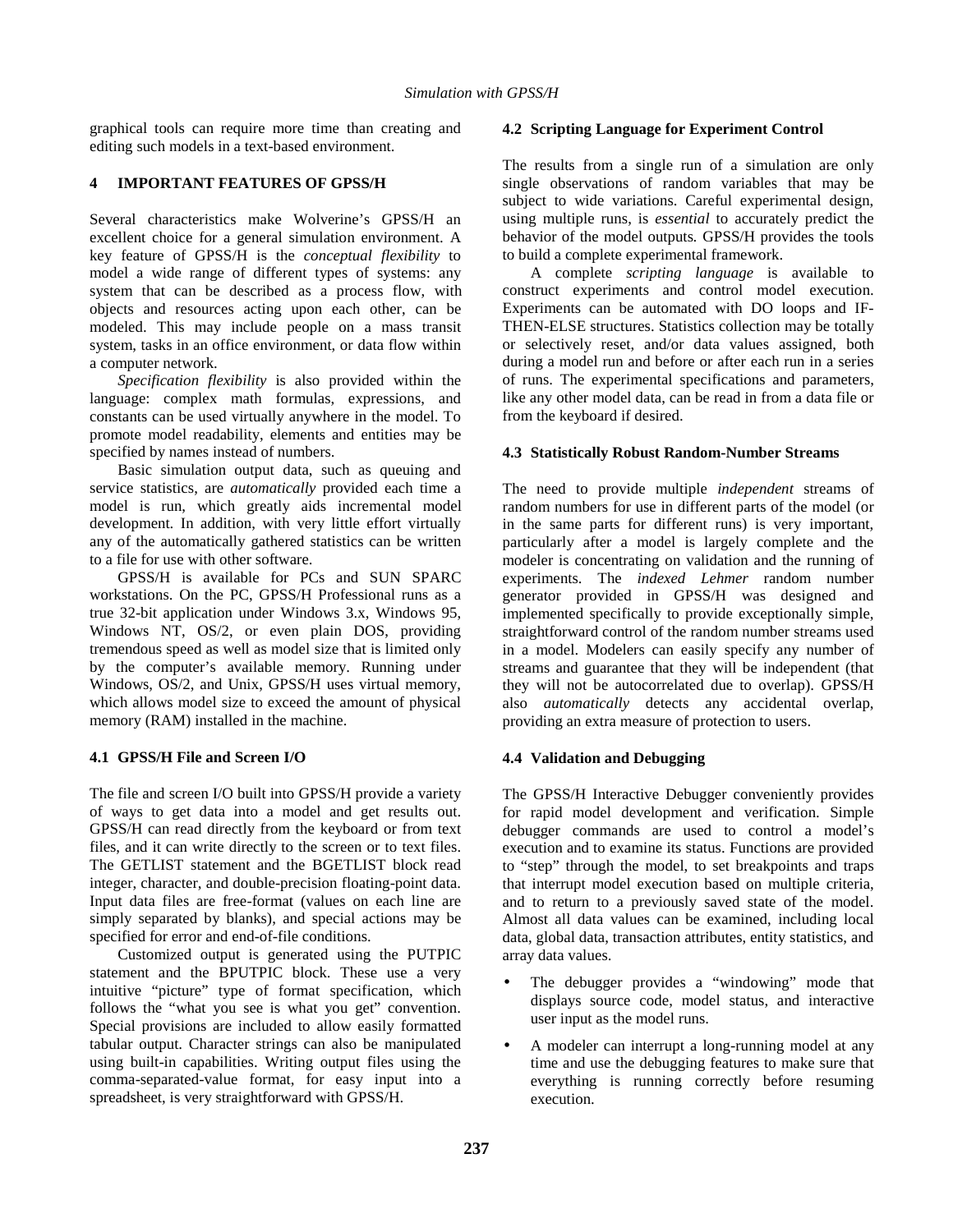graphical tools can require more time than creating and editing such models in a text-based environment.

## 4 IMPORTANT FEATURES OF GPSS/H

Several characteristics make Wolverine's GPSS/H an excellent choice for a general simulation environment. A key feature of GPSS/H is the *conceptual flexibility* to model a wide range of different types of systems: any system that can be described as a process flow, with objects and resources acting upon each other, can be modeled. This may include people on a mass transit system, tasks in an office environment, or data flow within a computer network.

*Specification flexibility* is also provided within the language: complex math formulas, expressions, and constants can be used virtually anywhere in the model. To promote model readability, elements and entities may be specified by names instead of numbers.

Basic simulation output data, such as queuing and service statistics, are *automatically* provided each time a model is run, which greatly aids incremental model development. In addition, with very little effort virtually any of the automatically gathered statistics can be written to a file for use with other software.

GPSS/H is available for PCs and SUN SPARC workstations. On the PC, GPSS/H Professional runs as a true 32-bit application under Windows 3.x, Windows 95, Windows NT, OS/2, or even plain DOS, providing tremendous speed as well as model size that is limited only by the computer's available memory. Running under Windows, OS/2, and Unix, GPSS/H uses virtual memory, which allows model size to exceed the amount of physical memory (RAM) installed in the machine.

### 4.1 GPSS/H File and Screen I/O

The file and screen I/O built into GPSS/H provide a variety of ways to get data into a model and get results out. GPSS/H can read directly from the keyboard or from text files, and it can write directly to the screen or to text files. The GETLIST statement and the BGETLIST block read integer, character, and double-precision floating-point data. Input data files are free-format (values on each line are simply separated by blanks), and special actions may be specified for error and end-of-file conditions.

Customized output is generated using the PUTPIC statement and the BPUTPIC block. These use a very intuitive "picture" type of format specification, which follows the "what you see is what you get" convention. Special provisions are included to allow easily formatted tabular output. Character strings can also be manipulated using built-in capabilities. Writing output files using the comma-separated-value format, for easy input into a spreadsheet, is very straightforward with GPSS/H.

### 4.2 Scripting Language for Experiment Control

The results from a single run of a simulation are only single observations of random variables that may be subject to wide variations. Careful experimental design, using multiple runs, is *essential* to accurately predict the behavior of the model outputs. GPSS/H provides the tools to build a complete experimental framework.

A complete *scripting language* is available to construct experiments and control model execution. Experiments can be automated with DO loops and IF-THEN-ELSE structures. Statistics collection may be totally or selectively reset, and/or data values assigned, both during a model run and before or after each run in a series of runs. The experimental specifications and parameters, like any other model data, can be read in from a data file or from the keyboard if desired.

### 4.3 Statistically Robust Random-Number Streams

The need to provide multiple *independent* streams of random numbers for use in different parts of the model (or in the same parts for different runs) is very important, particularly after a model is largely complete and the modeler is concentrating on validation and the running of experiments. The *indexed Lehmer* random number generator provided in GPSS/H was designed and implemented specifically to provide exceptionally simple, straightforward control of the random number streams used in a model. Modelers can easily specify any number of streams and guarantee that they will be independent (that they will not be autocorrelated due to overlap). GPSS/H also *automatically* detects any accidental overlap, providing an extra measure of protection to users.

### 4.4 Validation and Debugging

The GPSS/H Interactive Debugger conveniently provides for rapid model development and verification. Simple debugger commands are used to control a model's execution and to examine its status. Functions are provided to "step" through the model, to set breakpoints and traps that interrupt model execution based on multiple criteria, and to return to a previously saved state of the model. Almost all data values can be examined, including local data, global data, transaction attributes, entity statistics, and array data values.

- The debugger provides a "windowing" mode that displays source code, model status, and interactive user input as the model runs.
- A modeler can interrupt a long-running model at any time and use the debugging features to make sure that everything is running correctly before resuming execution.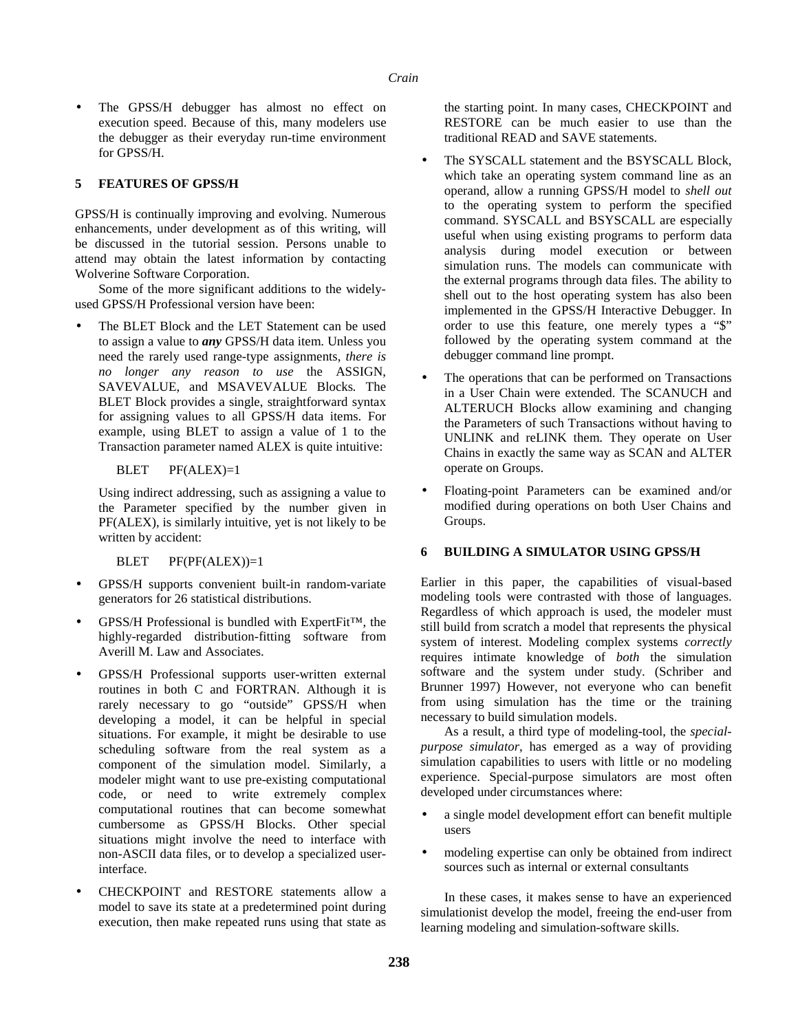- The GPSS/H debugger has almost no effect on execution speed. Because of this, many modelers use the debugger as their everyday run-time environment for GPSS/H.

## 5 FEATURES OF GPSS/H

GPSS/H is continually improving and evolving. Numerous enhancements, under development as of this writing, will be discussed in the tutorial session. Persons unable to attend may obtain the latest information by contacting Wolverine Software Corporation.

Some of the more significant additions to the widely-used GPSS/H Professional version have been:

- The BLET Block and the LET Statement can be used to assign a value to ***any*** GPSS/H data item. Unless you need the rarely used range-type assignments, *there is no longer any reason to use* the ASSIGN, SAVEVALUE, and MSAVEVALUE Blocks. The BLET Block provides a single, straightforward syntax for assigning values to all GPSS/H data items. For example, using BLET to assign a value of 1 to the Transaction parameter named ALEX is quite intuitive:

  ```
  BLET     PF(ALEX)=1
  ```

  Using indirect addressing, such as assigning a value to the Parameter specified by the number given in PF(ALEX), is similarly intuitive, yet is not likely to be written by accident:

  ```
  BLET     PF(PF(ALEX))=1
  ```

- GPSS/H supports convenient built-in random-variate generators for 26 statistical distributions.
- GPSS/H Professional is bundled with ExpertFit™, the highly-regarded distribution-fitting software from Averill M. Law and Associates.
- GPSS/H Professional supports user-written external routines in both C and FORTRAN. Although it is rarely necessary to go "outside" GPSS/H when developing a model, it can be helpful in special situations. For example, it might be desirable to use scheduling software from the real system as a component of the simulation model. Similarly, a modeler might want to use pre-existing computational code, or need to write extremely complex computational routines that can become somewhat cumbersome as GPSS/H Blocks. Other special situations might involve the need to interface with non-ASCII data files, or to develop a specialized user-interface.
- CHECKPOINT and RESTORE statements allow a model to save its state at a predetermined point during execution, then make repeated runs using that state as the starting point. In many cases, CHECKPOINT and RESTORE can be much easier to use than the traditional READ and SAVE statements.
- The SYSCALL statement and the BSYSCALL Block, which take an operating system command line as an operand, allow a running GPSS/H model to *shell out* to the operating system to perform the specified command. SYSCALL and BSYSCALL are especially useful when using existing programs to perform data analysis during model execution or between simulation runs. The models can communicate with the external programs through data files. The ability to shell out to the host operating system has also been implemented in the GPSS/H Interactive Debugger. In order to use this feature, one merely types a "$" followed by the operating system command at the debugger command line prompt.
- The operations that can be performed on Transactions in a User Chain were extended. The SCANUCH and ALTERUCH Blocks allow examining and changing the Parameters of such Transactions without having to UNLINK and reLINK them. They operate on User Chains in exactly the same way as SCAN and ALTER operate on Groups.
- Floating-point Parameters can be examined and/or modified during operations on both User Chains and Groups.

## 6 BUILDING A SIMULATOR USING GPSS/H

Earlier in this paper, the capabilities of visual-based modeling tools were contrasted with those of languages. Regardless of which approach is used, the modeler must still build from scratch a model that represents the physical system of interest. Modeling complex systems *correctly* requires intimate knowledge of *both* the simulation software and the system under study. (Schriber and Brunner 1997) However, not everyone who can benefit from using simulation has the time or the training necessary to build simulation models.

As a result, a third type of modeling-tool, the *special-purpose simulator*, has emerged as a way of providing simulation capabilities to users with little or no modeling experience. Special-purpose simulators are most often developed under circumstances where:

- a single model development effort can benefit multiple users
- modeling expertise can only be obtained from indirect sources such as internal or external consultants

In these cases, it makes sense to have an experienced simulationist develop the model, freeing the end-user from learning modeling and simulation-software skills.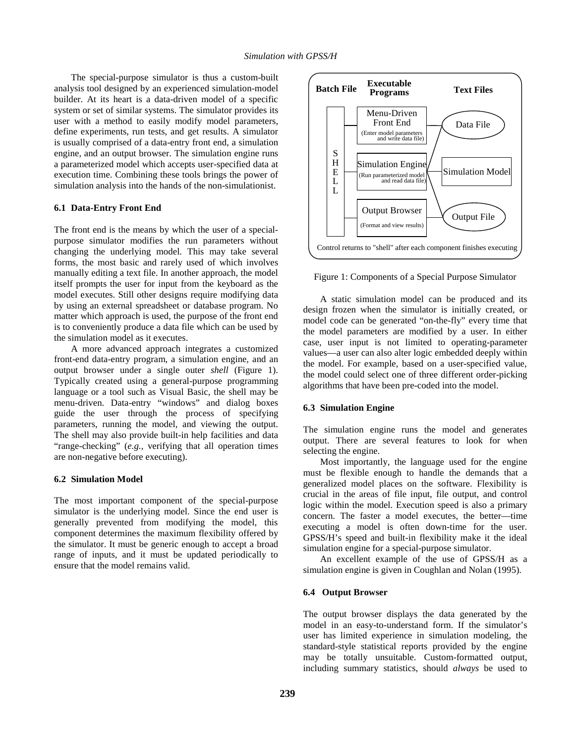The special-purpose simulator is thus a custom-built analysis tool designed by an experienced simulation-model builder. At its heart is a data-driven model of a specific system or set of similar systems. The simulator provides its user with a method to easily modify model parameters, define experiments, run tests, and get results. A simulator is usually comprised of a data-entry front end, a simulation engine, and an output browser. The simulation engine runs a parameterized model which accepts user-specified data at execution time. Combining these tools brings the power of simulation analysis into the hands of the non-simulationist.

### 6.1 Data-Entry Front End

The front end is the means by which the user of a special-purpose simulator modifies the run parameters without changing the underlying model. This may take several forms, the most basic and rarely used of which involves manually editing a text file. In another approach, the model itself prompts the user for input from the keyboard as the model executes. Still other designs require modifying data by using an external spreadsheet or database program. No matter which approach is used, the purpose of the front end is to conveniently produce a data file which can be used by the simulation model as it executes.

A more advanced approach integrates a customized front-end data-entry program, a simulation engine, and an output browser under a single outer *shell* (Figure 1). Typically created using a general-purpose programming language or a tool such as Visual Basic, the shell may be menu-driven. Data-entry "windows" and dialog boxes guide the user through the process of specifying parameters, running the model, and viewing the output. The shell may also provide built-in help facilities and data "range-checking" (*e.g.,* verifying that all operation times are non-negative before executing).

### 6.2 Simulation Model

The most important component of the special-purpose simulator is the underlying model. Since the end user is generally prevented from modifying the model, this component determines the maximum flexibility offered by the simulator. It must be generic enough to accept a broad range of inputs, and it must be updated periodically to ensure that the model remains valid.

Batch File
Executable Programs
Text Files
SHELL
Menu-Driven Front End
(Enter model parameters and write data file)
Simulation Engine
(Run parameterized model and read data file)
Output Browser
(Format and view results)
Data File
Simulation Model
Output File
Control returns to "shell" after each component finishes executing

Figure 1: Components of a Special Purpose Simulator

A static simulation model can be produced and its design frozen when the simulator is initially created, or model code can be generated "on-the-fly" every time that the model parameters are modified by a user. In either case, user input is not limited to operating-parameter values—a user can also alter logic embedded deeply within the model. For example, based on a user-specified value, the model could select one of three different order-picking algorithms that have been pre-coded into the model.

### 6.3 Simulation Engine

The simulation engine runs the model and generates output. There are several features to look for when selecting the engine.

Most importantly, the language used for the engine must be flexible enough to handle the demands that a generalized model places on the software. Flexibility is crucial in the areas of file input, file output, and control logic within the model. Execution speed is also a primary concern. The faster a model executes, the better—time executing a model is often down-time for the user. GPSS/H's speed and built-in flexibility make it the ideal simulation engine for a special-purpose simulator.

An excellent example of the use of GPSS/H as a simulation engine is given in Coughlan and Nolan (1995).

### 6.4 Output Browser

The output browser displays the data generated by the model in an easy-to-understand form. If the simulator's user has limited experience in simulation modeling, the standard-style statistical reports provided by the engine may be totally unsuitable. Custom-formatted output, including summary statistics, should *always* be used to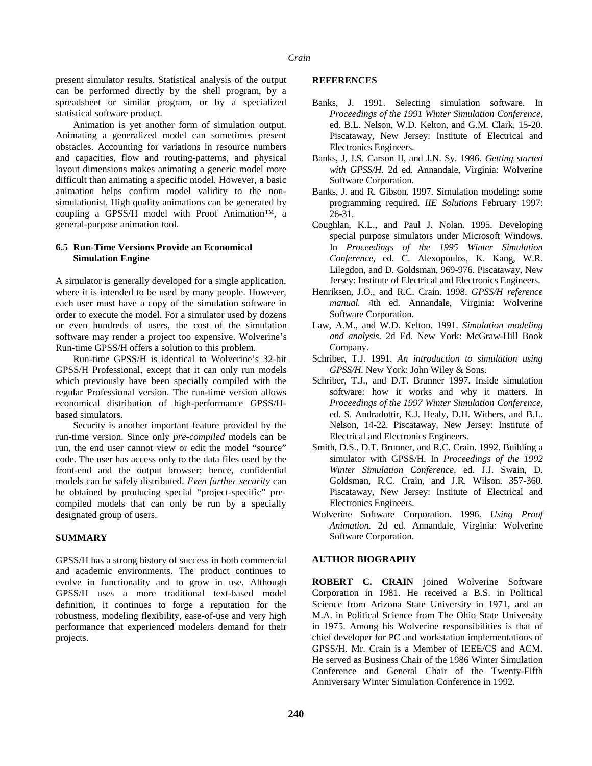present simulator results. Statistical analysis of the output can be performed directly by the shell program, by a spreadsheet or similar program, or by a specialized statistical software product.

Animation is yet another form of simulation output. Animating a generalized model can sometimes present obstacles. Accounting for variations in resource numbers and capacities, flow and routing-patterns, and physical layout dimensions makes animating a generic model more difficult than animating a specific model. However, a basic animation helps confirm model validity to the non-simulationist. High quality animations can be generated by coupling a GPSS/H model with Proof Animation™, a general-purpose animation tool.

### 6.5 Run-Time Versions Provide an Economical Simulation Engine

A simulator is generally developed for a single application, where it is intended to be used by many people. However, each user must have a copy of the simulation software in order to execute the model. For a simulator used by dozens or even hundreds of users, the cost of the simulation software may render a project too expensive. Wolverine's Run-time GPSS/H offers a solution to this problem.

Run-time GPSS/H is identical to Wolverine's 32-bit GPSS/H Professional, except that it can only run models which previously have been specially compiled with the regular Professional version. The run-time version allows economical distribution of high-performance GPSS/H-based simulators.

Security is another important feature provided by the run-time version. Since only *pre-compiled* models can be run, the end user cannot view or edit the model "source" code. The user has access only to the data files used by the front-end and the output browser; hence, confidential models can be safely distributed. *Even further security* can be obtained by producing special "project-specific" pre-compiled models that can only be run by a specially designated group of users.

## SUMMARY

GPSS/H has a strong history of success in both commercial and academic environments. The product continues to evolve in functionality and to grow in use. Although GPSS/H uses a more traditional text-based model definition, it continues to forge a reputation for the robustness, modeling flexibility, ease-of-use and very high performance that experienced modelers demand for their projects.

## REFERENCES

Banks, J. 1991. Selecting simulation software. In *Proceedings of the 1991 Winter Simulation Conference,* ed. B.L. Nelson, W.D. Kelton, and G.M. Clark, 15-20. Piscataway, New Jersey: Institute of Electrical and Electronics Engineers.

Banks, J, J.S. Carson II, and J.N. Sy. 1996. *Getting started with GPSS/H.* 2d ed. Annandale, Virginia: Wolverine Software Corporation.

Banks, J. and R. Gibson. 1997. Simulation modeling: some programming required. *IIE Solutions* February 1997: 26-31.

Coughlan, K.L., and Paul J. Nolan. 1995. Developing special purpose simulators under Microsoft Windows. In *Proceedings of the 1995 Winter Simulation Conference,* ed. C. Alexopoulos, K. Kang, W.R. Lilegdon, and D. Goldsman, 969-976. Piscataway, New Jersey: Institute of Electrical and Electronics Engineers.

Henriksen, J.O., and R.C. Crain. 1998. *GPSS/H reference manual.* 4th ed. Annandale, Virginia: Wolverine Software Corporation.

Law, A.M., and W.D. Kelton. 1991. *Simulation modeling and analysis*. 2d Ed. New York: McGraw-Hill Book Company.

Schriber, T.J. 1991. *An introduction to simulation using GPSS/H.* New York: John Wiley & Sons.

Schriber, T.J., and D.T. Brunner 1997. Inside simulation software: how it works and why it matters. In *Proceedings of the 1997 Winter Simulation Conference,* ed. S. Andradottir, K.J. Healy, D.H. Withers, and B.L. Nelson, 14-22. Piscataway, New Jersey: Institute of Electrical and Electronics Engineers.

Smith, D.S., D.T. Brunner, and R.C. Crain. 1992. Building a simulator with GPSS/H. In *Proceedings of the 1992 Winter Simulation Conference*, ed. J.J. Swain, D. Goldsman, R.C. Crain, and J.R. Wilson. 357-360. Piscataway, New Jersey: Institute of Electrical and Electronics Engineers.

Wolverine Software Corporation. 1996. *Using Proof Animation.* 2d ed. Annandale, Virginia: Wolverine Software Corporation.

## AUTHOR BIOGRAPHY

**ROBERT C. CRAIN** joined Wolverine Software Corporation in 1981. He received a B.S. in Political Science from Arizona State University in 1971, and an M.A. in Political Science from The Ohio State University in 1975. Among his Wolverine responsibilities is that of chief developer for PC and workstation implementations of GPSS/H. Mr. Crain is a Member of IEEE/CS and ACM. He served as Business Chair of the 1986 Winter Simulation Conference and General Chair of the Twenty-Fifth Anniversary Winter Simulation Conference in 1992.